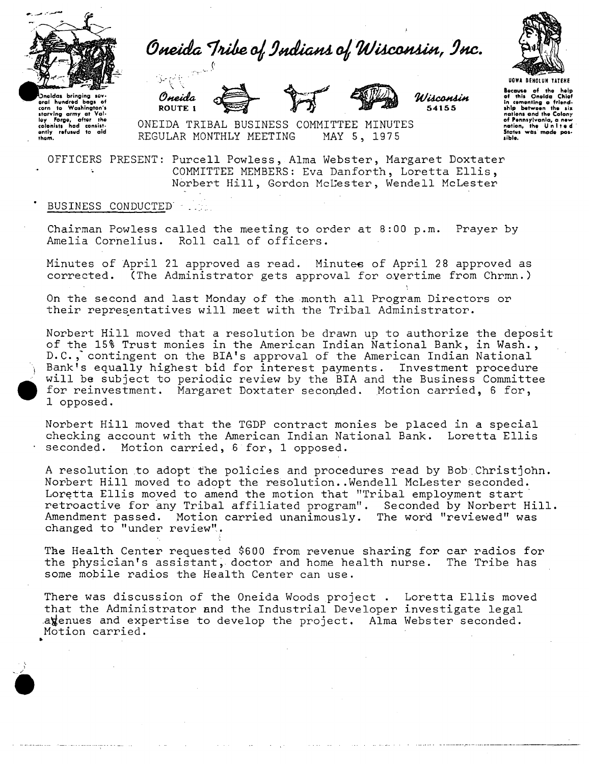# Oneida Tribe of Indians of Wisconsin, Inc.

Oneidas bringing several hundred bags of corn to Washington's starving army at Valley Forge, after the colonists had consistently refused to aid them.

Oneida ROUTE 1 — Wisconsin 54155

UOWA DEHOLUN YATEHE — Because of the help of this Oneida Chief in cementing a friendship between the six nations and the Colony of Pennsylvania, a new nation, the United States was made possible.

ONEIDA TRIBAL BUSINESS COMMITTEE MINUTES
REGULAR MONTHLY MEETING MAY 5, 1975

OFFICERS PRESENT: Purcell Powless, Alma Webster, Margaret Doxtater
COMMITTEE MEMBERS: Eva Danforth, Loretta Ellis, Norbert Hill, Gordon McLester, Wendell McLester

BUSINESS CONDUCTED

Chairman Powless called the meeting to order at 8:00 p.m. Prayer by Amelia Cornelius. Roll call of officers.

Minutes of April 21 approved as read. Minutes of April 28 approved as corrected. (The Administrator gets approval for overtime from Chrmn.)

On the second and last Monday of the month all Program Directors or their representatives will meet with the Tribal Administrator.

Norbert Hill moved that a resolution be drawn up to authorize the deposit of the 15% Trust monies in the American Indian National Bank, in Wash., D.C., contingent on the BIA's approval of the American Indian National Bank's equally highest bid for interest payments. Investment procedure will be subject to periodic review by the BIA and the Business Committee for reinvestment. Margaret Doxtater seconded. Motion carried, 6 for, 1 opposed.

Norbert Hill moved that the TGDP contract monies be placed in a special checking account with the American Indian National Bank. Loretta Ellis seconded. Motion carried, 6 for, 1 opposed.

A resolution to adopt the policies and procedures read by Bob Christjohn. Norbert Hill moved to adopt the resolution..Wendell McLester seconded. Loretta Ellis moved to amend the motion that "Tribal employment start retroactive for any Tribal affiliated program". Seconded by Norbert Hill. Amendment passed. Motion carried unanimously. The word "reviewed" was changed to "under review".

The Health Center requested $600 from revenue sharing for car radios for the physician's assistant, doctor and home health nurse. The Tribe has some mobile radios the Health Center can use.

There was discussion of the Oneida Woods project . Loretta Ellis moved that the Administrator and the Industrial Developer investigate legal avenues and expertise to develop the project. Alma Webster seconded. Motion carried.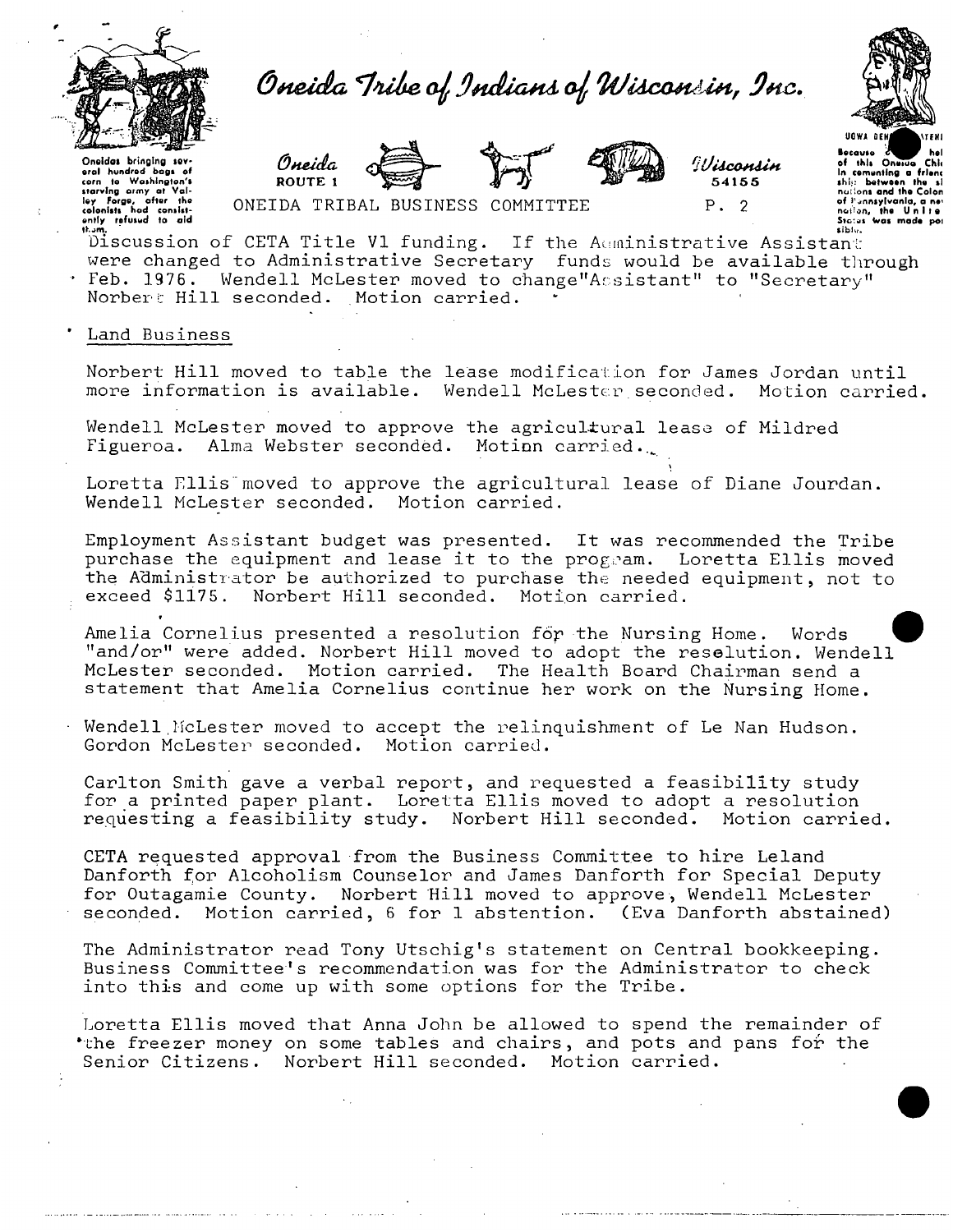Discussion of CETA Title Vl funding. If the Administrative Assistant were changed to Administrative Secretary funds would be available through Feb. 1976. Wendell McLester moved to change "Assistant" to "Secretary" Norbert Hill seconded. Motion carried.

## Land Business

Norbert Hill moved to table the lease modification for James Jordan until more information is available. Wendell McLester seconded. Motion carried.

Wendell McLester moved to approve the agricultural lease of Mildred Figueroa. Alma Webster seconded. Motion carried.

Loretta Ellis moved to approve the agricultural lease of Diane Jourdan. Wendell McLester seconded. Motion carried.

Employment Assistant budget was presented. It was recommended the Tribe purchase the equipment and lease it to the program. Loretta Ellis moved the Administrator be authorized to purchase the needed equipment, not to exceed $1175. Norbert Hill seconded. Motion carried.

Amelia Cornelius presented a resolution for the Nursing Home. Words "and/or" were added. Norbert Hill moved to adopt the resolution. Wendell McLester seconded. Motion carried. The Health Board Chairman send a statement that Amelia Cornelius continue her work on the Nursing Home.

Wendell McLester moved to accept the relinquishment of Le Nan Hudson. Gordon McLester seconded. Motion carried.

Carlton Smith gave a verbal report, and requested a feasibility study for a printed paper plant. Loretta Ellis moved to adopt a resolution requesting a feasibility study. Norbert Hill seconded. Motion carried.

CETA requested approval from the Business Committee to hire Leland Danforth for Alcoholism Counselor and James Danforth for Special Deputy for Outagamie County. Norbert Hill moved to approve, Wendell McLester seconded. Motion carried, 6 for 1 abstention. (Eva Danforth abstained)

The Administrator read Tony Utschig's statement on Central bookkeeping. Business Committee's recommendation was for the Administrator to check into this and come up with some options for the Tribe.

Loretta Ellis moved that Anna John be allowed to spend the remainder of the freezer money on some tables and chairs, and pots and pans for the Senior Citizens. Norbert Hill seconded. Motion carried.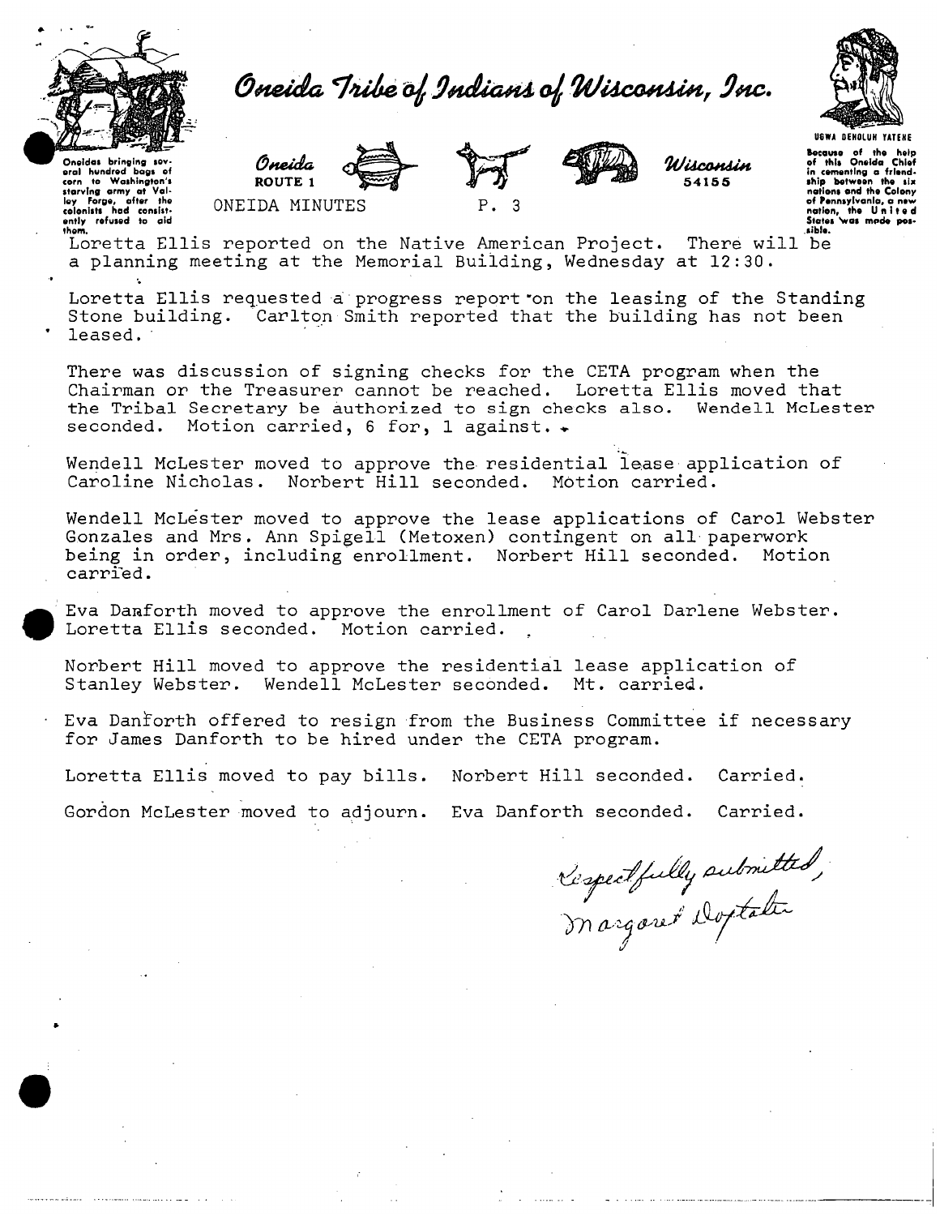# Oneida Tribe of Indians of Wisconsin, Inc.

Oneidas bringing several hundred bags of corn to Washington's starving army at Valley Forge, after the colonists had consistently refused to aid them.

Oneida
ROUTE 1

Wisconsin
54155

UGWA DEHOLUH YATEHE

Because of the help of this Oneida Chief in cementing a friendship between the six nations and the Colony of Pennsylvania, a new nation, the United States was made possible.

ONEIDA MINUTES P. 3

Loretta Ellis reported on the Native American Project. There will be a planning meeting at the Memorial Building, Wednesday at 12:30.

Loretta Ellis requested a progress report on the leasing of the Standing Stone building. Carlton Smith reported that the building has not been leased.

There was discussion of signing checks for the CETA program when the Chairman or the Treasurer cannot be reached. Loretta Ellis moved that the Tribal Secretary be authorized to sign checks also. Wendell McLester seconded. Motion carried, 6 for, 1 against.

Wendell McLester moved to approve the residential lease application of Caroline Nicholas. Norbert Hill seconded. Motion carried.

Wendell McLester moved to approve the lease applications of Carol Webster Gonzales and Mrs. Ann Spigell (Metoxen) contingent on all paperwork being in order, including enrollment. Norbert Hill seconded. Motion carried.

Eva Danforth moved to approve the enrollment of Carol Darlene Webster. Loretta Ellis seconded. Motion carried.

Norbert Hill moved to approve the residential lease application of Stanley Webster. Wendell McLester seconded. Mt. carried.

Eva Danforth offered to resign from the Business Committee if necessary for James Danforth to be hired under the CETA program.

Loretta Ellis moved to pay bills. Norbert Hill seconded. Carried.

Gordon McLester moved to adjourn. Eva Danforth seconded. Carried.

Respectfully submitted,
Margaret Doxtater